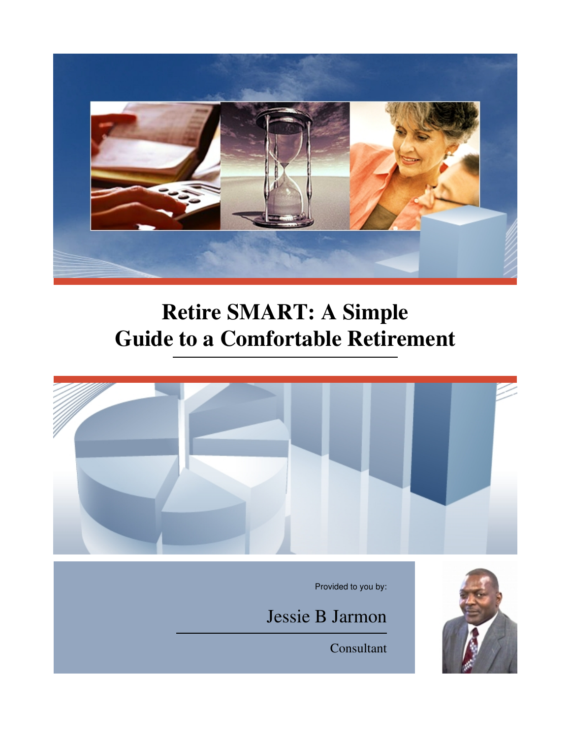# Retire SMART: A Simple Guide to a Comfortable Retirement

Provided to you by:

Jessie B Jarmon

Consultant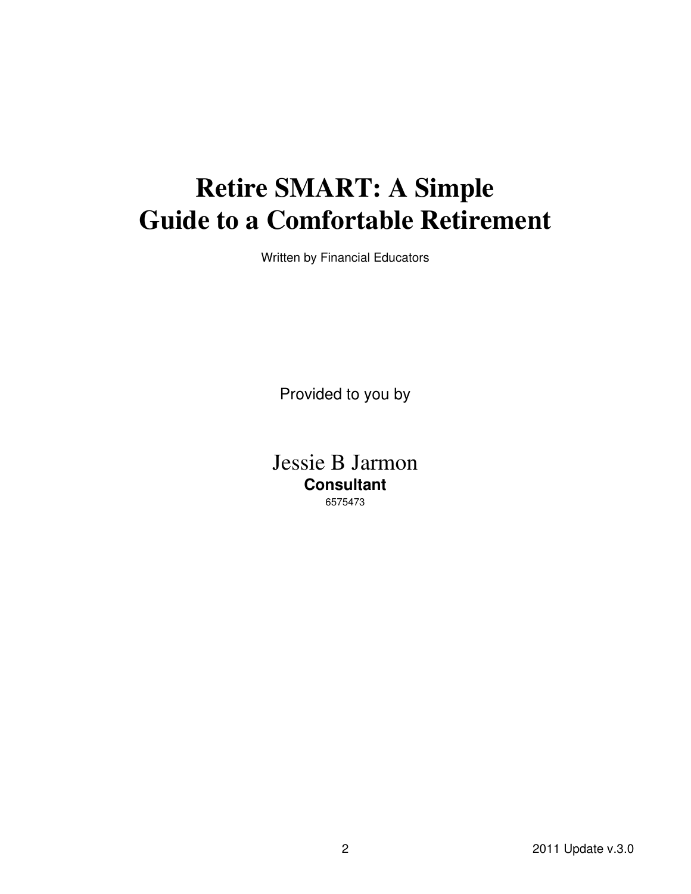# Retire SMART: A Simple Guide to a Comfortable Retirement

Written by Financial Educators

Provided to you by

Jessie B Jarmon

**Consultant**

6575473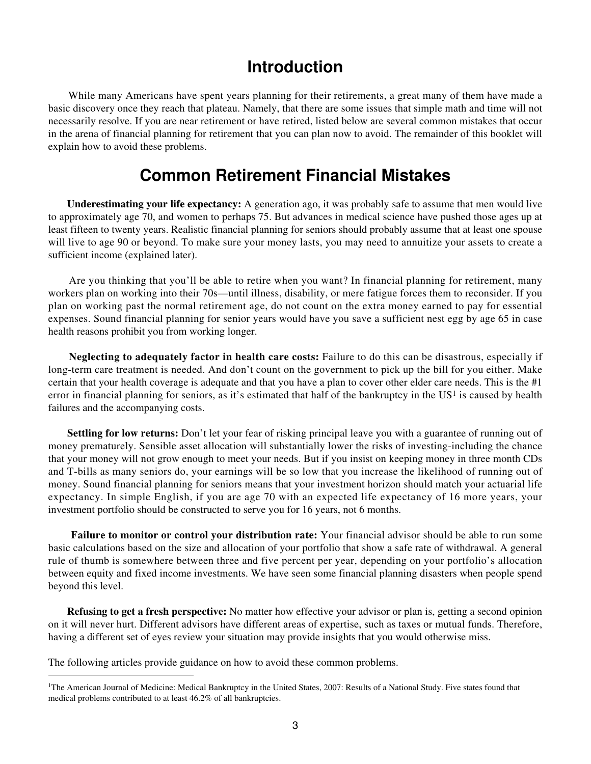# Introduction

While many Americans have spent years planning for their retirements, a great many of them have made a basic discovery once they reach that plateau. Namely, that there are some issues that simple math and time will not necessarily resolve. If you are near retirement or have retired, listed below are several common mistakes that occur in the arena of financial planning for retirement that you can plan now to avoid. The remainder of this booklet will explain how to avoid these problems.

# Common Retirement Financial Mistakes

**Underestimating your life expectancy:** A generation ago, it was probably safe to assume that men would live to approximately age 70, and women to perhaps 75. But advances in medical science have pushed those ages up at least fifteen to twenty years. Realistic financial planning for seniors should probably assume that at least one spouse will live to age 90 or beyond. To make sure your money lasts, you may need to annuitize your assets to create a sufficient income (explained later).

Are you thinking that you'll be able to retire when you want? In financial planning for retirement, many workers plan on working into their 70s—until illness, disability, or mere fatigue forces them to reconsider. If you plan on working past the normal retirement age, do not count on the extra money earned to pay for essential expenses. Sound financial planning for senior years would have you save a sufficient nest egg by age 65 in case health reasons prohibit you from working longer.

**Neglecting to adequately factor in health care costs:** Failure to do this can be disastrous, especially if long-term care treatment is needed. And don't count on the government to pick up the bill for you either. Make certain that your health coverage is adequate and that you have a plan to cover other elder care needs. This is the #1 error in financial planning for seniors, as it's estimated that half of the bankruptcy in the US[1] is caused by health failures and the accompanying costs.

**Settling for low returns:** Don't let your fear of risking principal leave you with a guarantee of running out of money prematurely. Sensible asset allocation will substantially lower the risks of investing-including the chance that your money will not grow enough to meet your needs. But if you insist on keeping money in three month CDs and T-bills as many seniors do, your earnings will be so low that you increase the likelihood of running out of money. Sound financial planning for seniors means that your investment horizon should match your actuarial life expectancy. In simple English, if you are age 70 with an expected life expectancy of 16 more years, your investment portfolio should be constructed to serve you for 16 years, not 6 months.

**Failure to monitor or control your distribution rate:** Your financial advisor should be able to run some basic calculations based on the size and allocation of your portfolio that show a safe rate of withdrawal. A general rule of thumb is somewhere between three and five percent per year, depending on your portfolio's allocation between equity and fixed income investments. We have seen some financial planning disasters when people spend beyond this level.

**Refusing to get a fresh perspective:** No matter how effective your advisor or plan is, getting a second opinion on it will never hurt. Different advisors have different areas of expertise, such as taxes or mutual funds. Therefore, having a different set of eyes review your situation may provide insights that you would otherwise miss.

The following articles provide guidance on how to avoid these common problems.

---

[1]The American Journal of Medicine: Medical Bankruptcy in the United States, 2007: Results of a National Study. Five states found that medical problems contributed to at least 46.2% of all bankruptcies.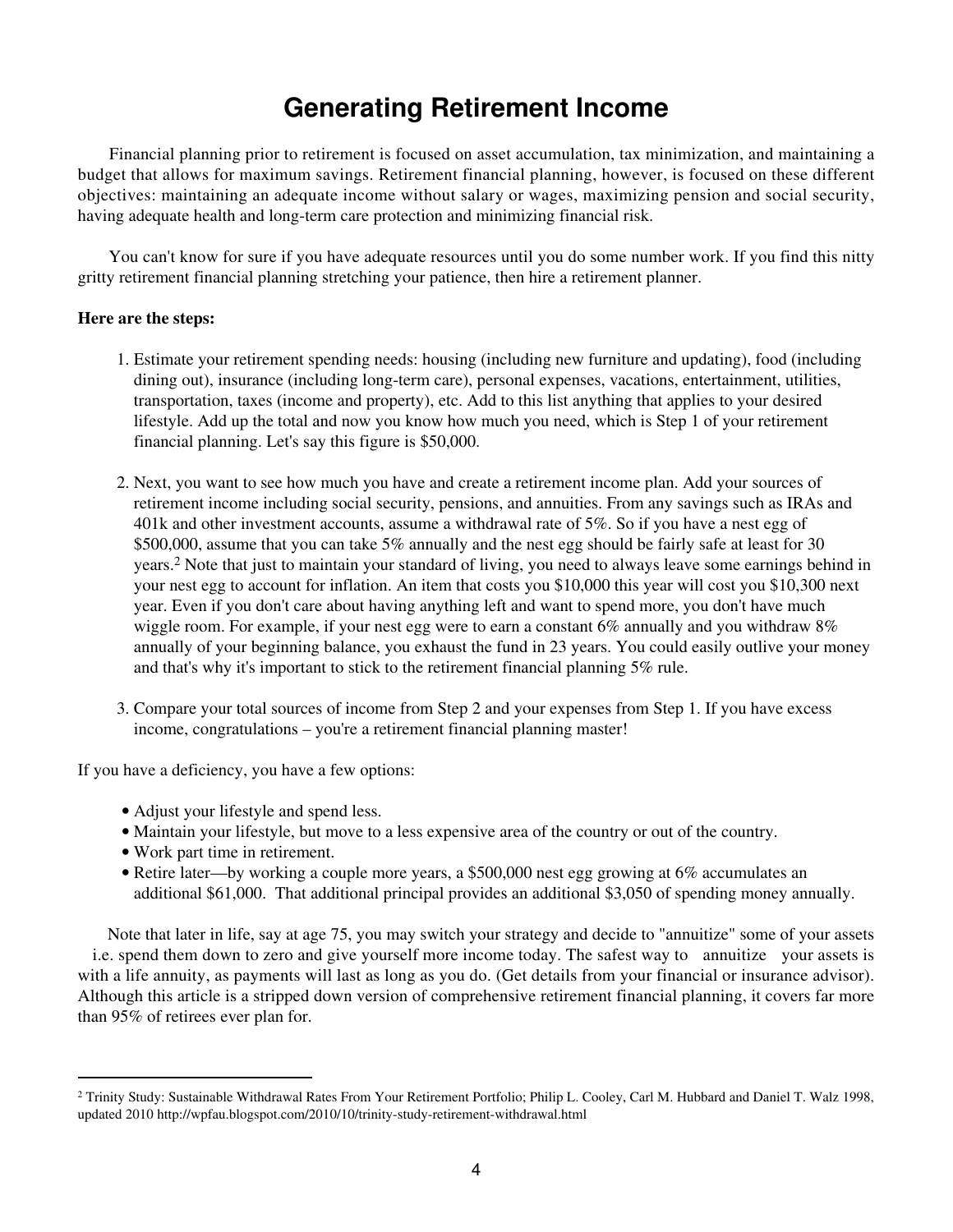# Generating Retirement Income

Financial planning prior to retirement is focused on asset accumulation, tax minimization, and maintaining a budget that allows for maximum savings. Retirement financial planning, however, is focused on these different objectives: maintaining an adequate income without salary or wages, maximizing pension and social security, having adequate health and long-term care protection and minimizing financial risk.

You can't know for sure if you have adequate resources until you do some number work. If you find this nitty gritty retirement financial planning stretching your patience, then hire a retirement planner.

**Here are the steps:**

1. Estimate your retirement spending needs: housing (including new furniture and updating), food (including dining out), insurance (including long-term care), personal expenses, vacations, entertainment, utilities, transportation, taxes (income and property), etc. Add to this list anything that applies to your desired lifestyle. Add up the total and now you know how much you need, which is Step 1 of your retirement financial planning. Let's say this figure is $50,000.

2. Next, you want to see how much you have and create a retirement income plan. Add your sources of retirement income including social security, pensions, and annuities. From any savings such as IRAs and 401k and other investment accounts, assume a withdrawal rate of 5%. So if you have a nest egg of $500,000, assume that you can take 5% annually and the nest egg should be fairly safe at least for 30 years.[2] Note that just to maintain your standard of living, you need to always leave some earnings behind in your nest egg to account for inflation. An item that costs you $10,000 this year will cost you $10,300 next year. Even if you don't care about having anything left and want to spend more, you don't have much wiggle room. For example, if your nest egg were to earn a constant 6% annually and you withdraw 8% annually of your beginning balance, you exhaust the fund in 23 years. You could easily outlive your money and that's why it's important to stick to the retirement financial planning 5% rule.

3. Compare your total sources of income from Step 2 and your expenses from Step 1. If you have excess income, congratulations – you're a retirement financial planning master!

If you have a deficiency, you have a few options:

- Adjust your lifestyle and spend less.
- Maintain your lifestyle, but move to a less expensive area of the country or out of the country.
- Work part time in retirement.
- Retire later—by working a couple more years, a $500,000 nest egg growing at 6% accumulates an additional $61,000. That additional principal provides an additional $3,050 of spending money annually.

Note that later in life, say at age 75, you may switch your strategy and decide to "annuitize" some of your assets i.e. spend them down to zero and give yourself more income today. The safest way to annuitize your assets is with a life annuity, as payments will last as long as you do. (Get details from your financial or insurance advisor). Although this article is a stripped down version of comprehensive retirement financial planning, it covers far more than 95% of retirees ever plan for.

---

[2] Trinity Study: Sustainable Withdrawal Rates From Your Retirement Portfolio; Philip L. Cooley, Carl M. Hubbard and Daniel T. Walz 1998, updated 2010 http://wpfau.blogspot.com/2010/10/trinity-study-retirement-withdrawal.html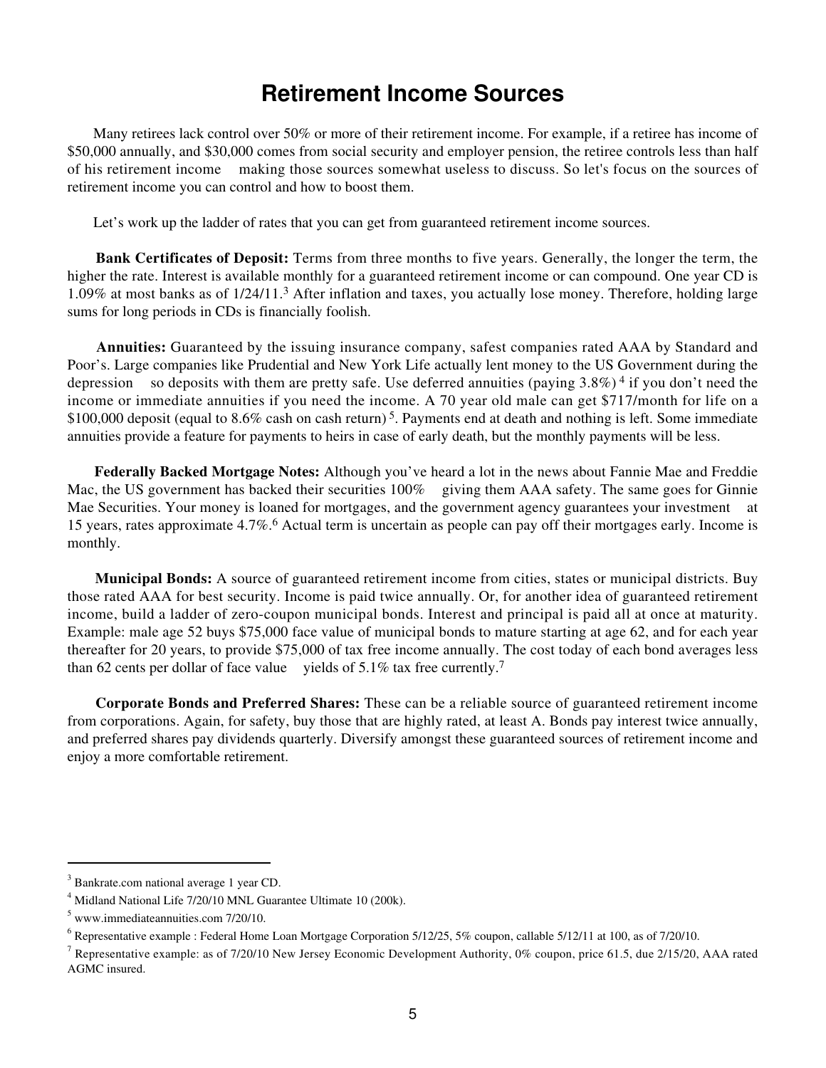# Retirement Income Sources

Many retirees lack control over 50% or more of their retirement income. For example, if a retiree has income of $50,000 annually, and $30,000 comes from social security and employer pension, the retiree controls less than half of his retirement income making those sources somewhat useless to discuss. So let's focus on the sources of retirement income you can control and how to boost them.

Let's work up the ladder of rates that you can get from guaranteed retirement income sources.

**Bank Certificates of Deposit:** Terms from three months to five years. Generally, the longer the term, the higher the rate. Interest is available monthly for a guaranteed retirement income or can compound. One year CD is 1.09% at most banks as of 1/24/11.[3] After inflation and taxes, you actually lose money. Therefore, holding large sums for long periods in CDs is financially foolish.

**Annuities:** Guaranteed by the issuing insurance company, safest companies rated AAA by Standard and Poor's. Large companies like Prudential and New York Life actually lent money to the US Government during the depression so deposits with them are pretty safe. Use deferred annuities (paying 3.8%)[4] if you don't need the income or immediate annuities if you need the income. A 70 year old male can get $717/month for life on a $100,000 deposit (equal to 8.6% cash on cash return)[5]. Payments end at death and nothing is left. Some immediate annuities provide a feature for payments to heirs in case of early death, but the monthly payments will be less.

**Federally Backed Mortgage Notes:** Although you've heard a lot in the news about Fannie Mae and Freddie Mac, the US government has backed their securities 100% giving them AAA safety. The same goes for Ginnie Mae Securities. Your money is loaned for mortgages, and the government agency guarantees your investment at 15 years, rates approximate 4.7%.[6] Actual term is uncertain as people can pay off their mortgages early. Income is monthly.

**Municipal Bonds:** A source of guaranteed retirement income from cities, states or municipal districts. Buy those rated AAA for best security. Income is paid twice annually. Or, for another idea of guaranteed retirement income, build a ladder of zero-coupon municipal bonds. Interest and principal is paid all at once at maturity. Example: male age 52 buys $75,000 face value of municipal bonds to mature starting at age 62, and for each year thereafter for 20 years, to provide $75,000 of tax free income annually. The cost today of each bond averages less than 62 cents per dollar of face value yields of 5.1% tax free currently.[7]

**Corporate Bonds and Preferred Shares:** These can be a reliable source of guaranteed retirement income from corporations. Again, for safety, buy those that are highly rated, at least A. Bonds pay interest twice annually, and preferred shares pay dividends quarterly. Diversify amongst these guaranteed sources of retirement income and enjoy a more comfortable retirement.

---

[3] Bankrate.com national average 1 year CD.

[4] Midland National Life 7/20/10 MNL Guarantee Ultimate 10 (200k).

[5] www.immediateannuities.com 7/20/10.

[6] Representative example : Federal Home Loan Mortgage Corporation 5/12/25, 5% coupon, callable 5/12/11 at 100, as of 7/20/10.

[7] Representative example: as of 7/20/10 New Jersey Economic Development Authority, 0% coupon, price 61.5, due 2/15/20, AAA rated AGMC insured.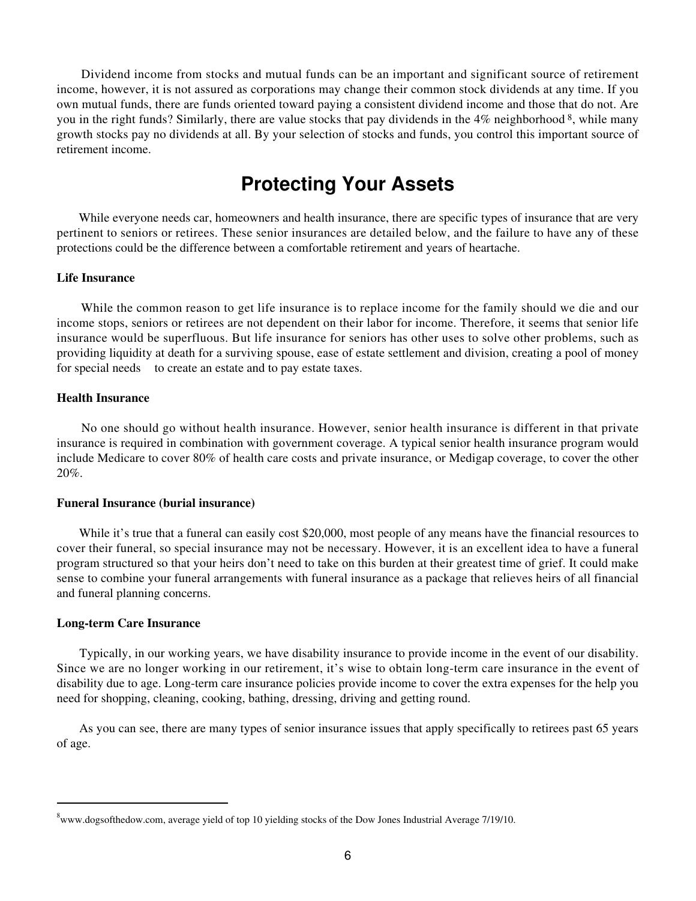Dividend income from stocks and mutual funds can be an important and significant source of retirement income, however, it is not assured as corporations may change their common stock dividends at any time. If you own mutual funds, there are funds oriented toward paying a consistent dividend income and those that do not. Are you in the right funds? Similarly, there are value stocks that pay dividends in the 4% neighborhood [8], while many growth stocks pay no dividends at all. By your selection of stocks and funds, you control this important source of retirement income.

## Protecting Your Assets

While everyone needs car, homeowners and health insurance, there are specific types of insurance that are very pertinent to seniors or retirees. These senior insurances are detailed below, and the failure to have any of these protections could be the difference between a comfortable retirement and years of heartache.

### Life Insurance

While the common reason to get life insurance is to replace income for the family should we die and our income stops, seniors or retirees are not dependent on their labor for income. Therefore, it seems that senior life insurance would be superfluous. But life insurance for seniors has other uses to solve other problems, such as providing liquidity at death for a surviving spouse, ease of estate settlement and division, creating a pool of money for special needs to create an estate and to pay estate taxes.

### Health Insurance

No one should go without health insurance. However, senior health insurance is different in that private insurance is required in combination with government coverage. A typical senior health insurance program would include Medicare to cover 80% of health care costs and private insurance, or Medigap coverage, to cover the other 20%.

### Funeral Insurance (burial insurance)

While it's true that a funeral can easily cost $20,000, most people of any means have the financial resources to cover their funeral, so special insurance may not be necessary. However, it is an excellent idea to have a funeral program structured so that your heirs don't need to take on this burden at their greatest time of grief. It could make sense to combine your funeral arrangements with funeral insurance as a package that relieves heirs of all financial and funeral planning concerns.

### Long-term Care Insurance

Typically, in our working years, we have disability insurance to provide income in the event of our disability. Since we are no longer working in our retirement, it's wise to obtain long-term care insurance in the event of disability due to age. Long-term care insurance policies provide income to cover the extra expenses for the help you need for shopping, cleaning, cooking, bathing, dressing, driving and getting round.

As you can see, there are many types of senior insurance issues that apply specifically to retirees past 65 years of age.

---

[8] www.dogsofthedow.com, average yield of top 10 yielding stocks of the Dow Jones Industrial Average 7/19/10.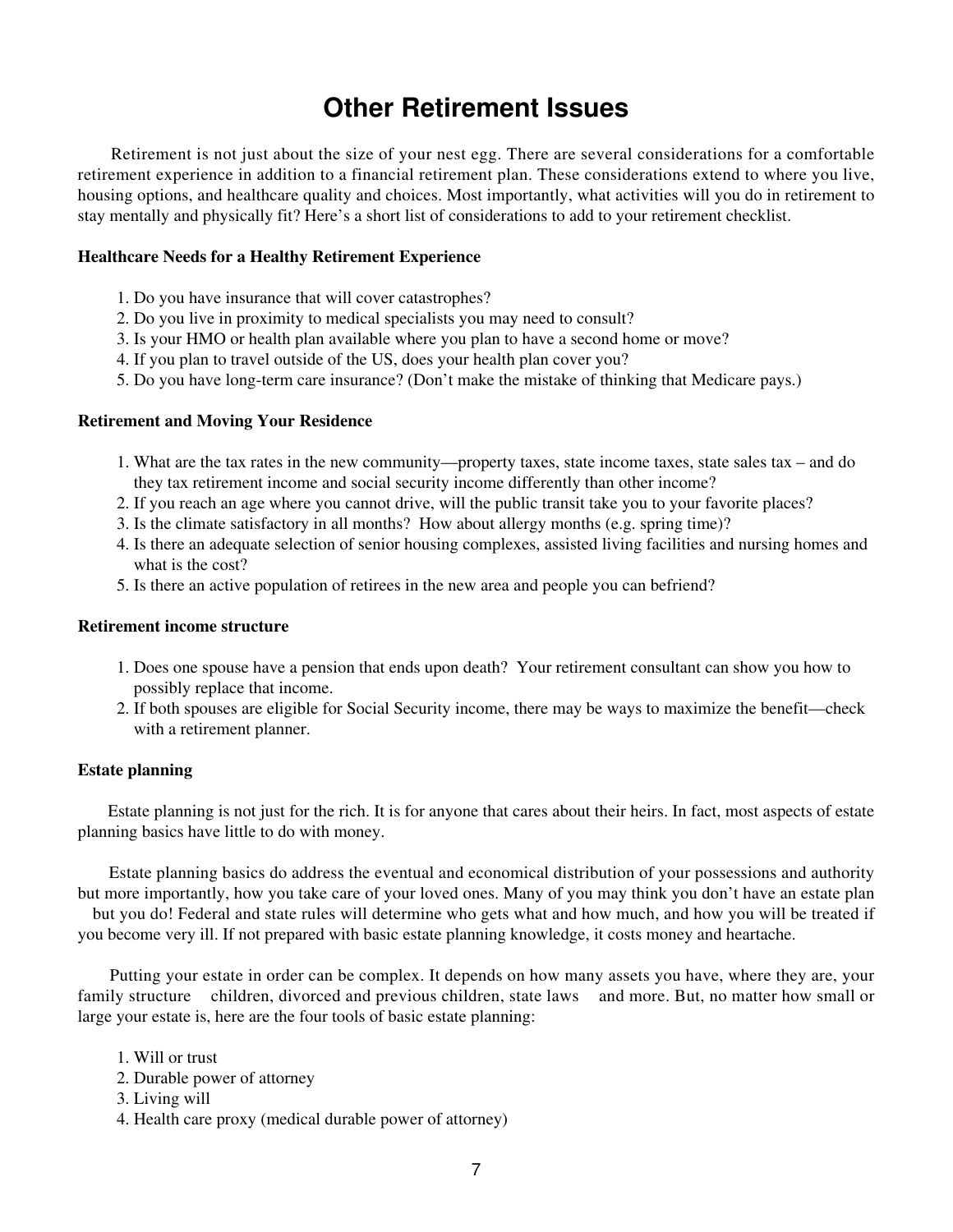# Other Retirement Issues

Retirement is not just about the size of your nest egg. There are several considerations for a comfortable retirement experience in addition to a financial retirement plan. These considerations extend to where you live, housing options, and healthcare quality and choices. Most importantly, what activities will you do in retirement to stay mentally and physically fit? Here's a short list of considerations to add to your retirement checklist.

**Healthcare Needs for a Healthy Retirement Experience**

1. Do you have insurance that will cover catastrophes?
2. Do you live in proximity to medical specialists you may need to consult?
3. Is your HMO or health plan available where you plan to have a second home or move?
4. If you plan to travel outside of the US, does your health plan cover you?
5. Do you have long-term care insurance? (Don't make the mistake of thinking that Medicare pays.)

**Retirement and Moving Your Residence**

1. What are the tax rates in the new community—property taxes, state income taxes, state sales tax – and do they tax retirement income and social security income differently than other income?
2. If you reach an age where you cannot drive, will the public transit take you to your favorite places?
3. Is the climate satisfactory in all months? How about allergy months (e.g. spring time)?
4. Is there an adequate selection of senior housing complexes, assisted living facilities and nursing homes and what is the cost?
5. Is there an active population of retirees in the new area and people you can befriend?

**Retirement income structure**

1. Does one spouse have a pension that ends upon death? Your retirement consultant can show you how to possibly replace that income.
2. If both spouses are eligible for Social Security income, there may be ways to maximize the benefit—check with a retirement planner.

**Estate planning**

Estate planning is not just for the rich. It is for anyone that cares about their heirs. In fact, most aspects of estate planning basics have little to do with money.

Estate planning basics do address the eventual and economical distribution of your possessions and authority but more importantly, how you take care of your loved ones. Many of you may think you don't have an estate plan but you do! Federal and state rules will determine who gets what and how much, and how you will be treated if you become very ill. If not prepared with basic estate planning knowledge, it costs money and heartache.

Putting your estate in order can be complex. It depends on how many assets you have, where they are, your family structure children, divorced and previous children, state laws and more. But, no matter how small or large your estate is, here are the four tools of basic estate planning:

1. Will or trust
2. Durable power of attorney
3. Living will
4. Health care proxy (medical durable power of attorney)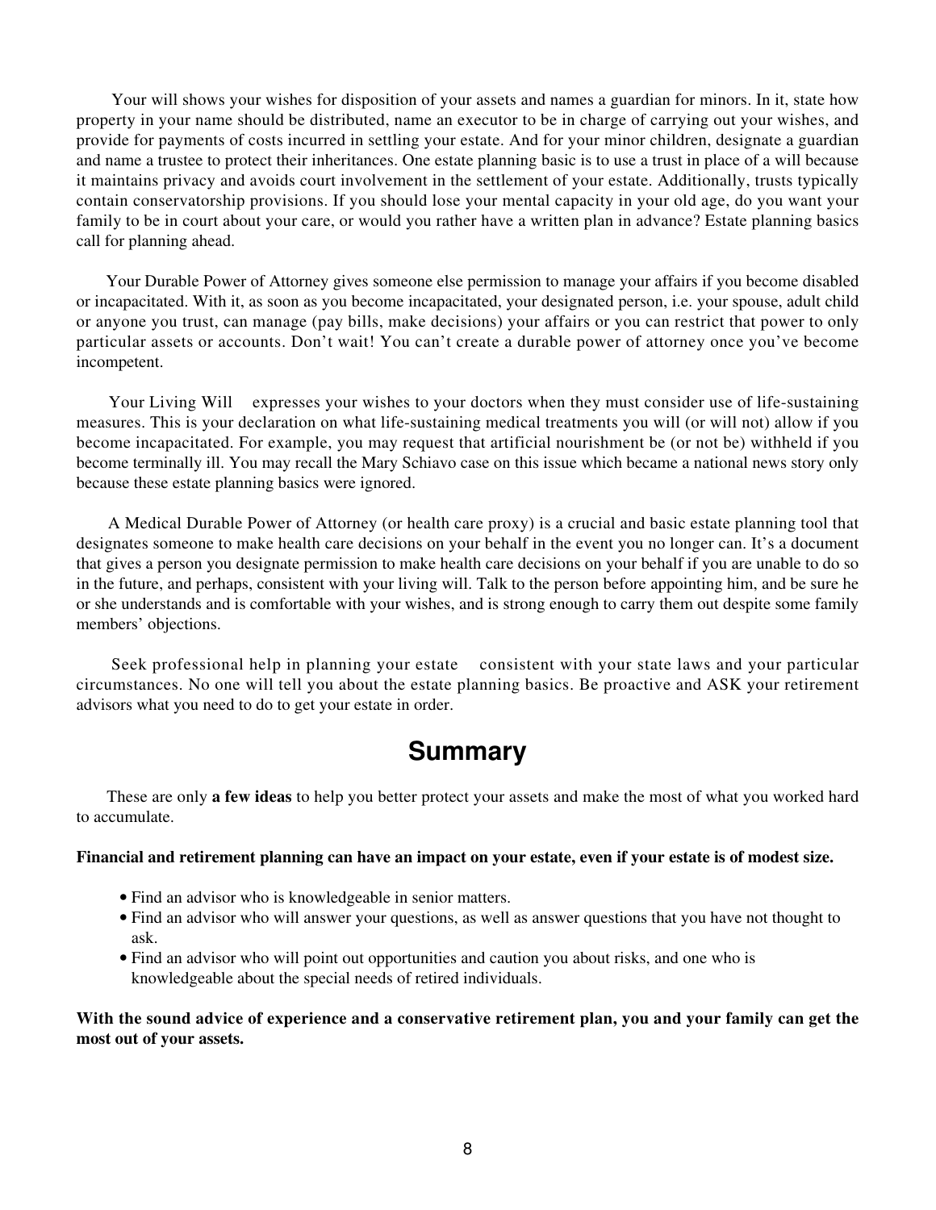Your will shows your wishes for disposition of your assets and names a guardian for minors. In it, state how property in your name should be distributed, name an executor to be in charge of carrying out your wishes, and provide for payments of costs incurred in settling your estate. And for your minor children, designate a guardian and name a trustee to protect their inheritances. One estate planning basic is to use a trust in place of a will because it maintains privacy and avoids court involvement in the settlement of your estate. Additionally, trusts typically contain conservatorship provisions. If you should lose your mental capacity in your old age, do you want your family to be in court about your care, or would you rather have a written plan in advance? Estate planning basics call for planning ahead.

Your Durable Power of Attorney gives someone else permission to manage your affairs if you become disabled or incapacitated. With it, as soon as you become incapacitated, your designated person, i.e. your spouse, adult child or anyone you trust, can manage (pay bills, make decisions) your affairs or you can restrict that power to only particular assets or accounts. Don't wait! You can't create a durable power of attorney once you've become incompetent.

Your Living Will expresses your wishes to your doctors when they must consider use of life-sustaining measures. This is your declaration on what life-sustaining medical treatments you will (or will not) allow if you become incapacitated. For example, you may request that artificial nourishment be (or not be) withheld if you become terminally ill. You may recall the Mary Schiavo case on this issue which became a national news story only because these estate planning basics were ignored.

A Medical Durable Power of Attorney (or health care proxy) is a crucial and basic estate planning tool that designates someone to make health care decisions on your behalf in the event you no longer can. It's a document that gives a person you designate permission to make health care decisions on your behalf if you are unable to do so in the future, and perhaps, consistent with your living will. Talk to the person before appointing him, and be sure he or she understands and is comfortable with your wishes, and is strong enough to carry them out despite some family members' objections.

Seek professional help in planning your estate consistent with your state laws and your particular circumstances. No one will tell you about the estate planning basics. Be proactive and ASK your retirement advisors what you need to do to get your estate in order.

## Summary

These are only **a few ideas** to help you better protect your assets and make the most of what you worked hard to accumulate.

**Financial and retirement planning can have an impact on your estate, even if your estate is of modest size.**

- Find an advisor who is knowledgeable in senior matters.
- Find an advisor who will answer your questions, as well as answer questions that you have not thought to ask.
- Find an advisor who will point out opportunities and caution you about risks, and one who is knowledgeable about the special needs of retired individuals.

**With the sound advice of experience and a conservative retirement plan, you and your family can get the most out of your assets.**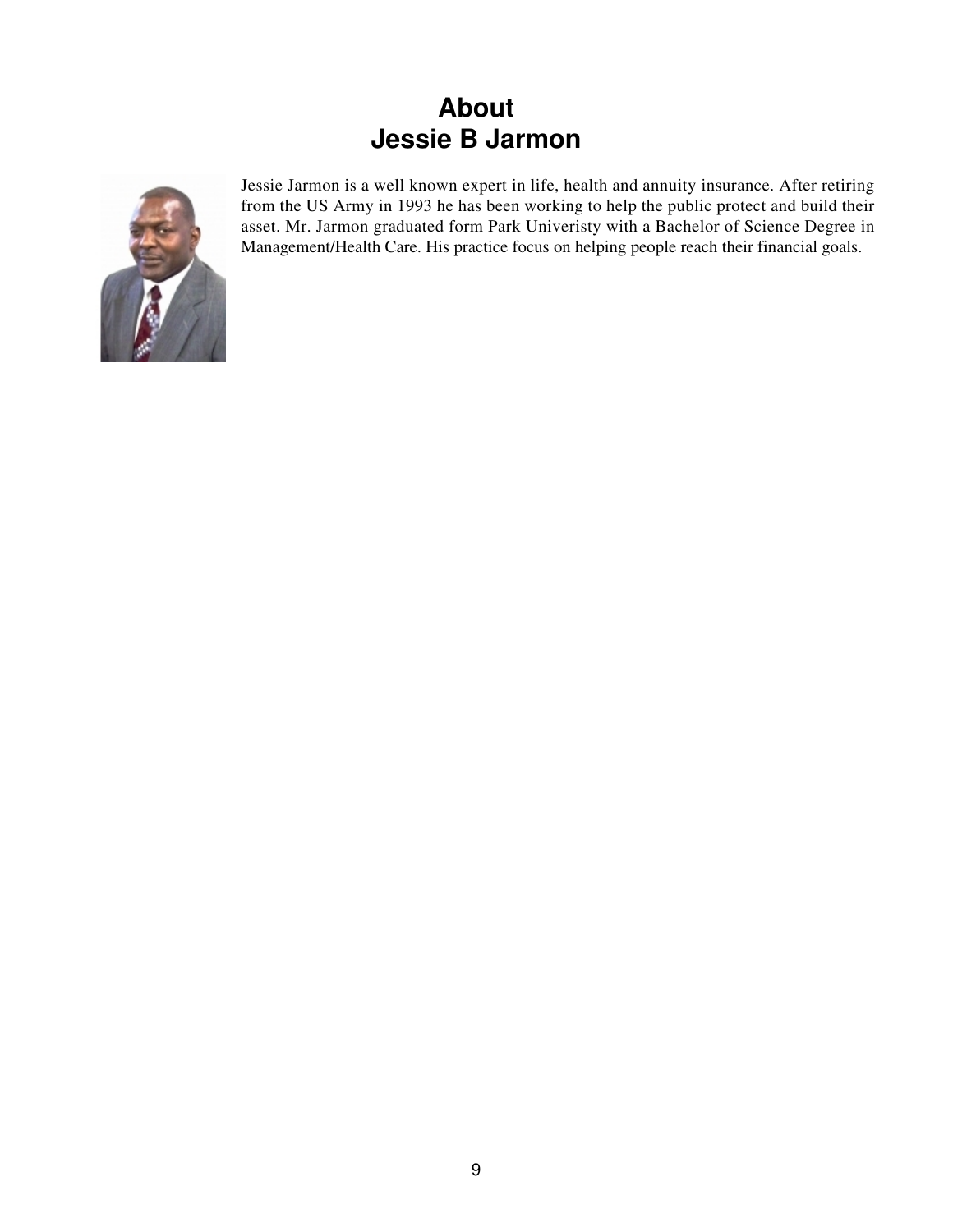# About
# Jessie B Jarmon

Jessie Jarmon is a well known expert in life, health and annuity insurance. After retiring from the US Army in 1993 he has been working to help the public protect and build their asset. Mr. Jarmon graduated form Park Univeristy with a Bachelor of Science Degree in Management/Health Care. His practice focus on helping people reach their financial goals.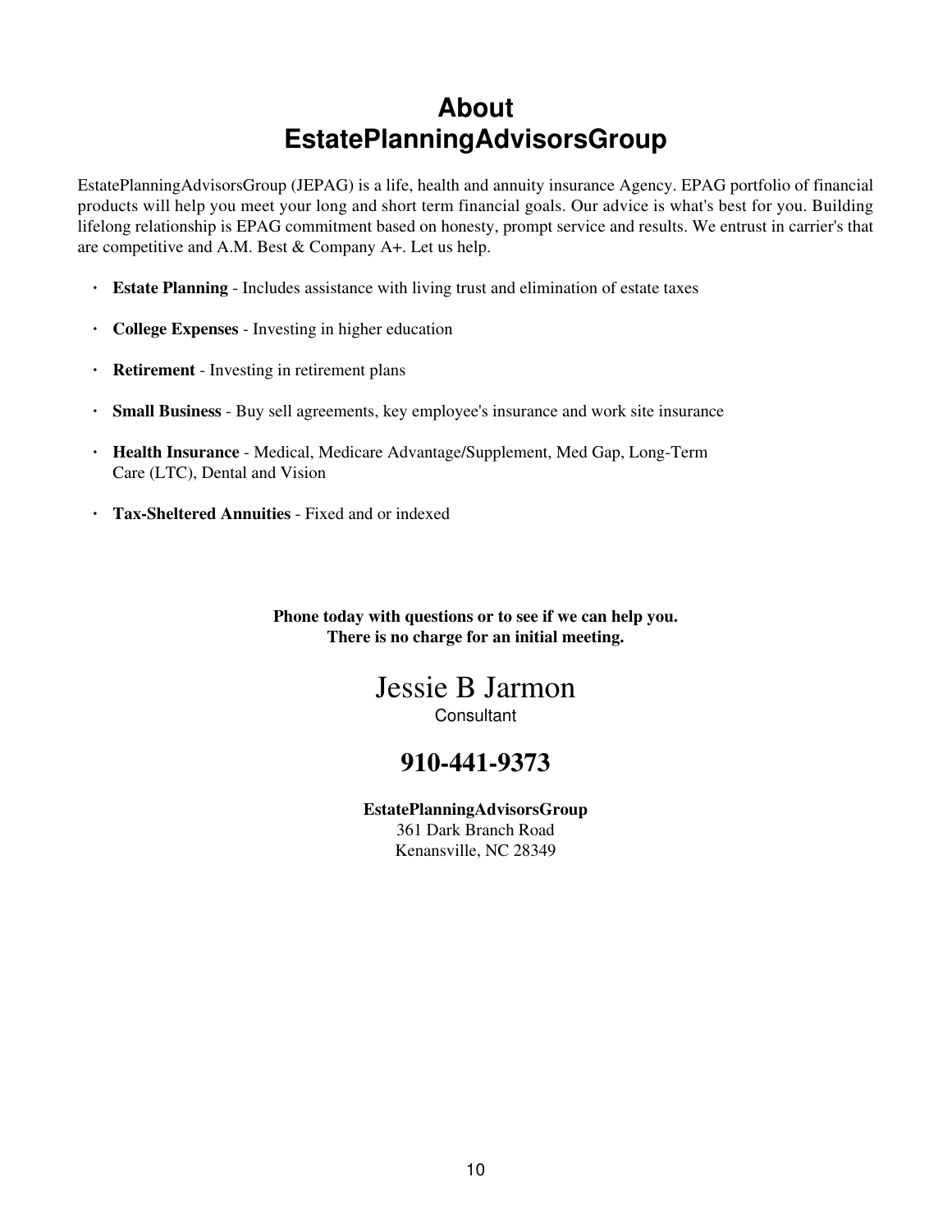# About EstatePlanningAdvisorsGroup

EstatePlanningAdvisorsGroup (JEPAG) is a life, health and annuity insurance Agency. EPAG portfolio of financial products will help you meet your long and short term financial goals. Our advice is what's best for you. Building lifelong relationship is EPAG commitment based on honesty, prompt service and results. We entrust in carrier's that are competitive and A.M. Best & Company A+. Let us help.

- **Estate Planning** - Includes assistance with living trust and elimination of estate taxes
- **College Expenses** - Investing in higher education
- **Retirement** - Investing in retirement plans
- **Small Business** - Buy sell agreements, key employee's insurance and work site insurance
- **Health Insurance** - Medical, Medicare Advantage/Supplement, Med Gap, Long-Term Care (LTC), Dental and Vision
- **Tax-Sheltered Annuities** - Fixed and or indexed

**Phone today with questions or to see if we can help you.**
**There is no charge for an initial meeting.**

Jessie B Jarmon
Consultant

**910-441-9373**

**EstatePlanningAdvisorsGroup**
361 Dark Branch Road
Kenansville, NC 28349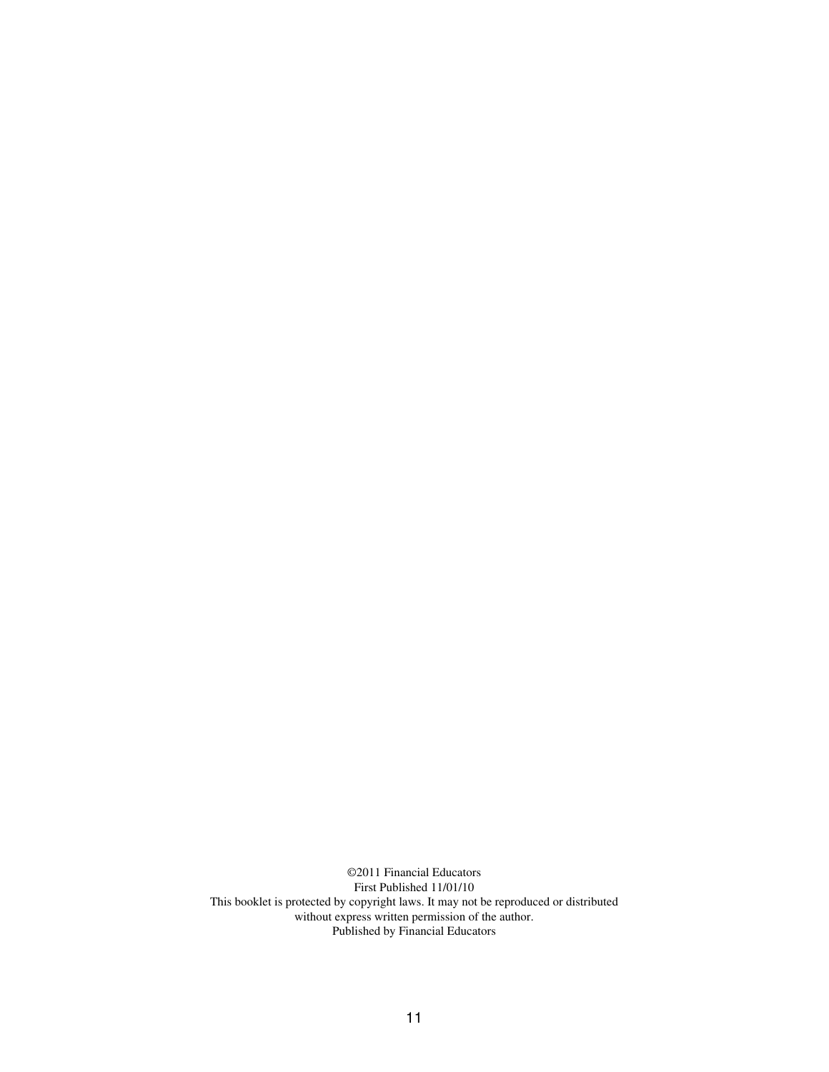©2011 Financial Educators
First Published 11/01/10
This booklet is protected by copyright laws. It may not be reproduced or distributed without express written permission of the author.
Published by Financial Educators